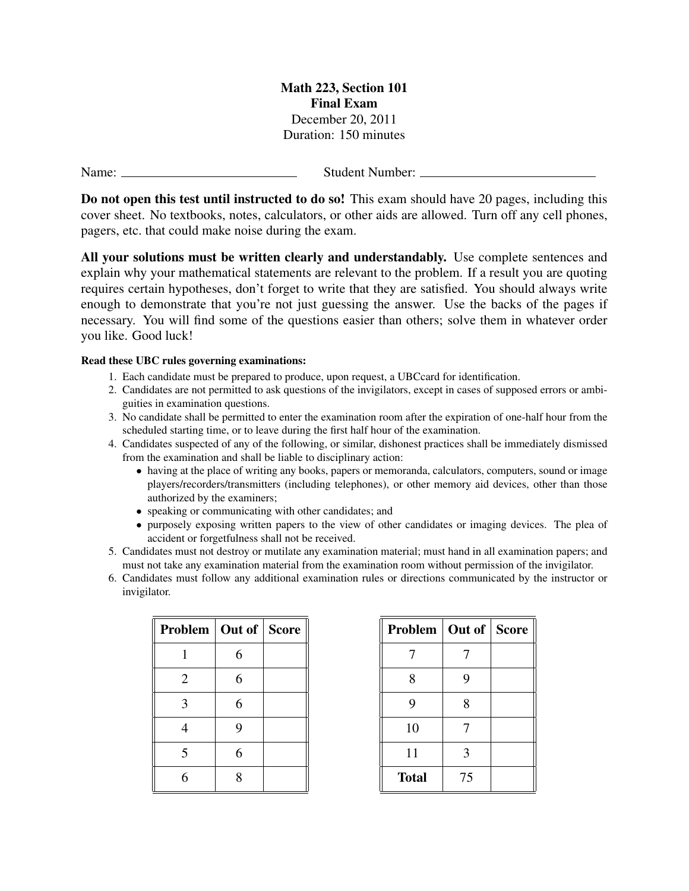# Math 223, Section 101
## Final Exam

December 20, 2011
Duration: 150 minutes

Name: ____________________ Student Number: ____________________

**Do not open this test until instructed to do so!** This exam should have 20 pages, including this cover sheet. No textbooks, notes, calculators, or other aids are allowed. Turn off any cell phones, pagers, etc. that could make noise during the exam.

**All your solutions must be written clearly and understandably.** Use complete sentences and explain why your mathematical statements are relevant to the problem. If a result you are quoting requires certain hypotheses, don't forget to write that they are satisfied. You should always write enough to demonstrate that you're not just guessing the answer. Use the backs of the pages if necessary. You will find some of the questions easier than others; solve them in whatever order you like. Good luck!

**Read these UBC rules governing examinations:**

1. Each candidate must be prepared to produce, upon request, a UBCcard for identification.
2. Candidates are not permitted to ask questions of the invigilators, except in cases of supposed errors or ambiguities in examination questions.
3. No candidate shall be permitted to enter the examination room after the expiration of one-half hour from the scheduled starting time, or to leave during the first half hour of the examination.
4. Candidates suspected of any of the following, or similar, dishonest practices shall be immediately dismissed from the examination and shall be liable to disciplinary action:
   - having at the place of writing any books, papers or memoranda, calculators, computers, sound or image players/recorders/transmitters (including telephones), or other memory aid devices, other than those authorized by the examiners;
   - speaking or communicating with other candidates; and
   - purposely exposing written papers to the view of other candidates or imaging devices. The plea of accident or forgetfulness shall not be received.
5. Candidates must not destroy or mutilate any examination material; must hand in all examination papers; and must not take any examination material from the examination room without permission of the invigilator.
6. Candidates must follow any additional examination rules or directions communicated by the instructor or invigilator.

| Problem | Out of | Score |
|---|---|---|
| 1 | 6 | |
| 2 | 6 | |
| 3 | 6 | |
| 4 | 9 | |
| 5 | 6 | |
| 6 | 8 | |

| Problem | Out of | Score |
|---|---|---|
| 7 | 7 | |
| 8 | 9 | |
| 9 | 8 | |
| 10 | 7 | |
| 11 | 3 | |
| **Total** | 75 | |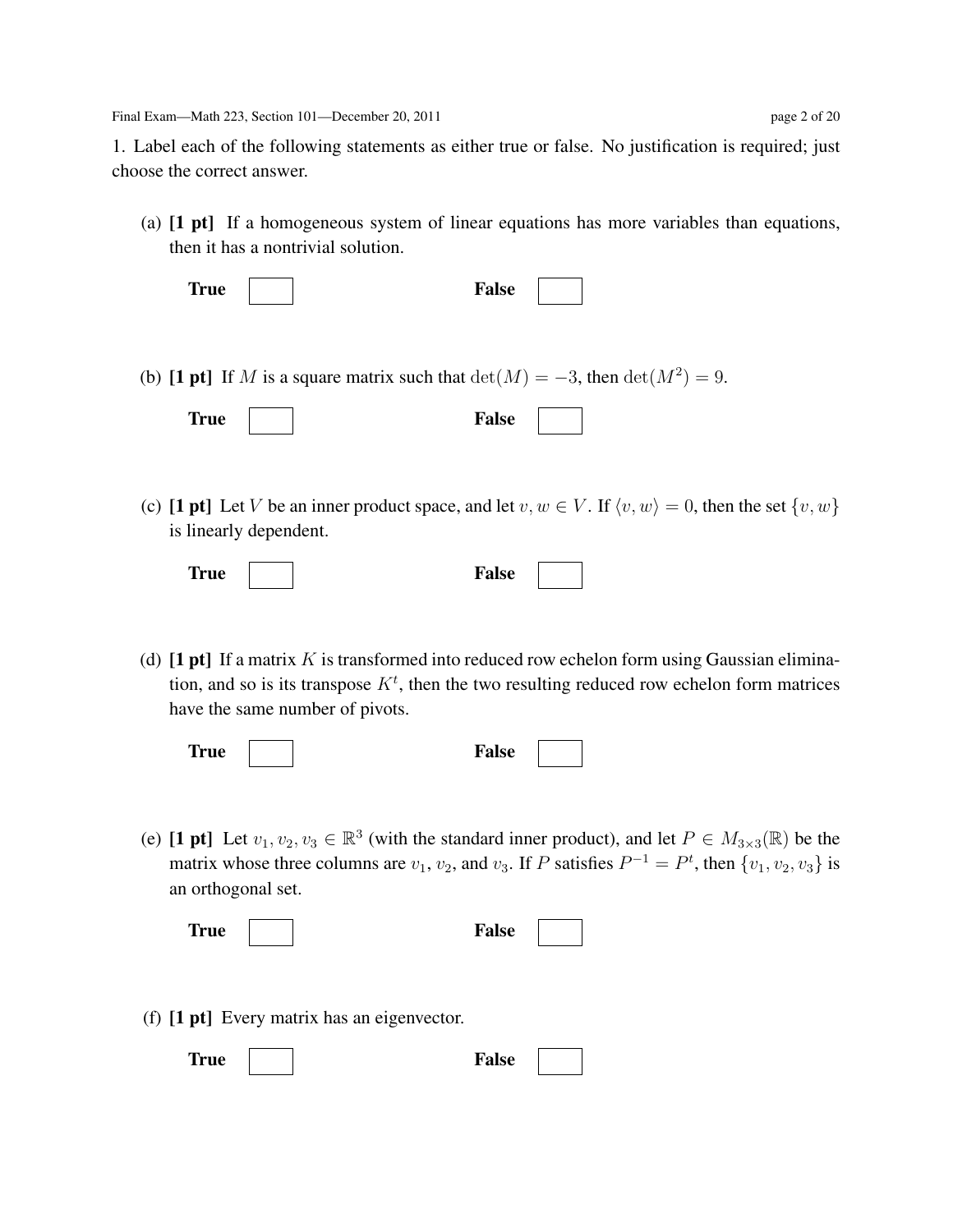1. Label each of the following statements as either true or false. No justification is required; just choose the correct answer.

(a) **[1 pt]** If a homogeneous system of linear equations has more variables than equations, then it has a nontrivial solution.

**True** ☐ **False** ☐

(b) **[1 pt]** If $M$ is a square matrix such that $\det(M) = -3$, then $\det(M^2) = 9$.

**True** ☐ **False** ☐

(c) **[1 pt]** Let $V$ be an inner product space, and let $v, w \in V$. If $\langle v, w \rangle = 0$, then the set $\{v, w\}$ is linearly dependent.

**True** ☐ **False** ☐

(d) **[1 pt]** If a matrix $K$ is transformed into reduced row echelon form using Gaussian elimination, and so is its transpose $K^t$, then the two resulting reduced row echelon form matrices have the same number of pivots.

**True** ☐ **False** ☐

(e) **[1 pt]** Let $v_1, v_2, v_3 \in \mathbb{R}^3$ (with the standard inner product), and let $P \in M_{3\times3}(\mathbb{R})$ be the matrix whose three columns are $v_1$, $v_2$, and $v_3$. If $P$ satisfies $P^{-1} = P^t$, then $\{v_1, v_2, v_3\}$ is an orthogonal set.

**True** ☐ **False** ☐

(f) **[1 pt]** Every matrix has an eigenvector.

**True** ☐ **False** ☐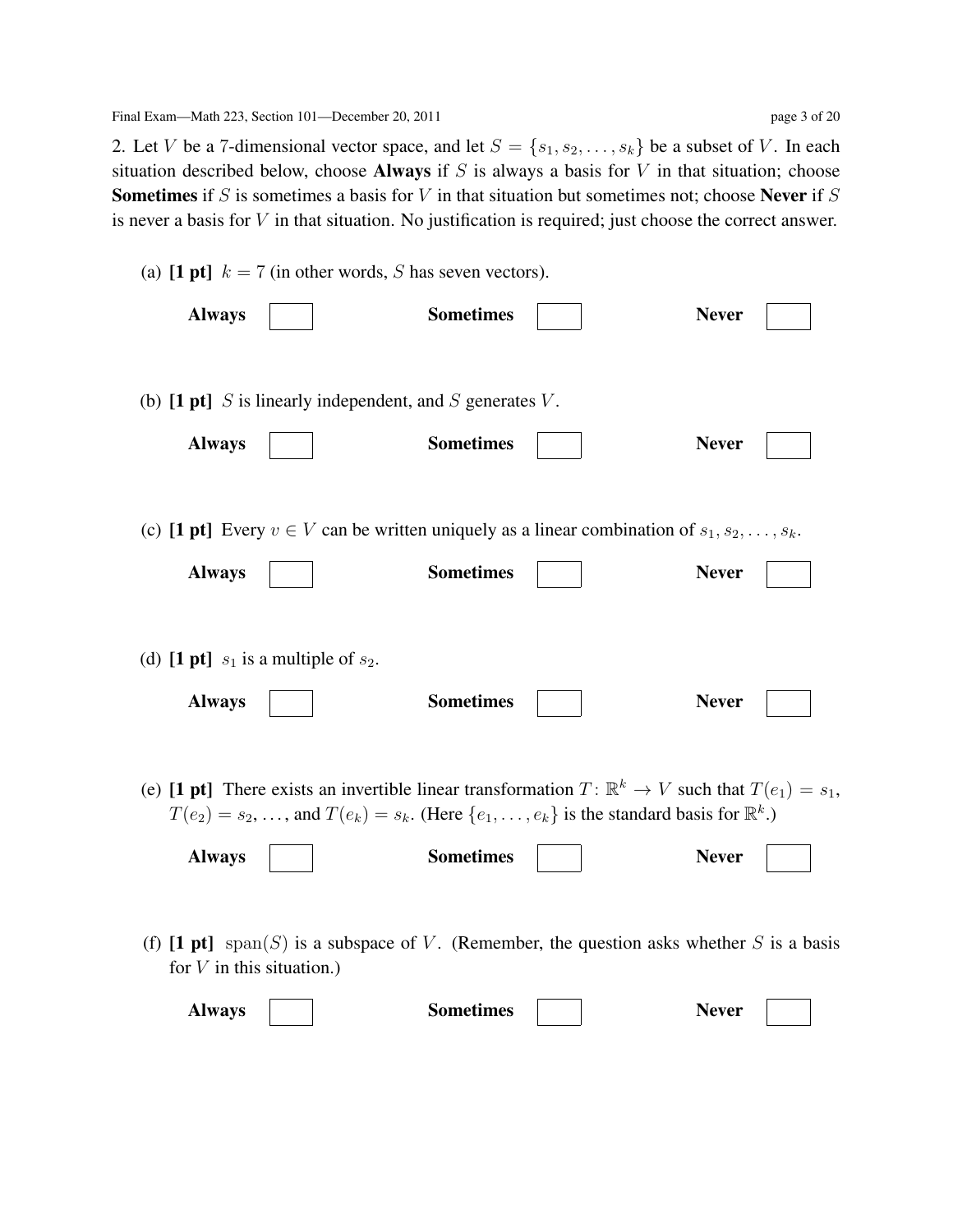2. Let $V$ be a 7-dimensional vector space, and let $S = \{s_1, s_2, \ldots, s_k\}$ be a subset of $V$. In each situation described below, choose **Always** if $S$ is always a basis for $V$ in that situation; choose **Sometimes** if $S$ is sometimes a basis for $V$ in that situation but sometimes not; choose **Never** if $S$ is never a basis for $V$ in that situation. No justification is required; just choose the correct answer.

(a) **[1 pt]** $k = 7$ (in other words, $S$ has seven vectors).

**Always** ☐ **Sometimes** ☐ **Never** ☐

(b) **[1 pt]** $S$ is linearly independent, and $S$ generates $V$.

**Always** ☐ **Sometimes** ☐ **Never** ☐

(c) **[1 pt]** Every $v \in V$ can be written uniquely as a linear combination of $s_1, s_2, \ldots, s_k$.

**Always** ☐ **Sometimes** ☐ **Never** ☐

(d) **[1 pt]** $s_1$ is a multiple of $s_2$.

**Always** ☐ **Sometimes** ☐ **Never** ☐

(e) **[1 pt]** There exists an invertible linear transformation $T: \mathbb{R}^k \to V$ such that $T(e_1) = s_1$, $T(e_2) = s_2$, ..., and $T(e_k) = s_k$. (Here $\{e_1, \ldots, e_k\}$ is the standard basis for $\mathbb{R}^k$.)

**Always** ☐ **Sometimes** ☐ **Never** ☐

(f) **[1 pt]** $\operatorname{span}(S)$ is a subspace of $V$. (Remember, the question asks whether $S$ is a basis for $V$ in this situation.)

**Always** ☐ **Sometimes** ☐ **Never** ☐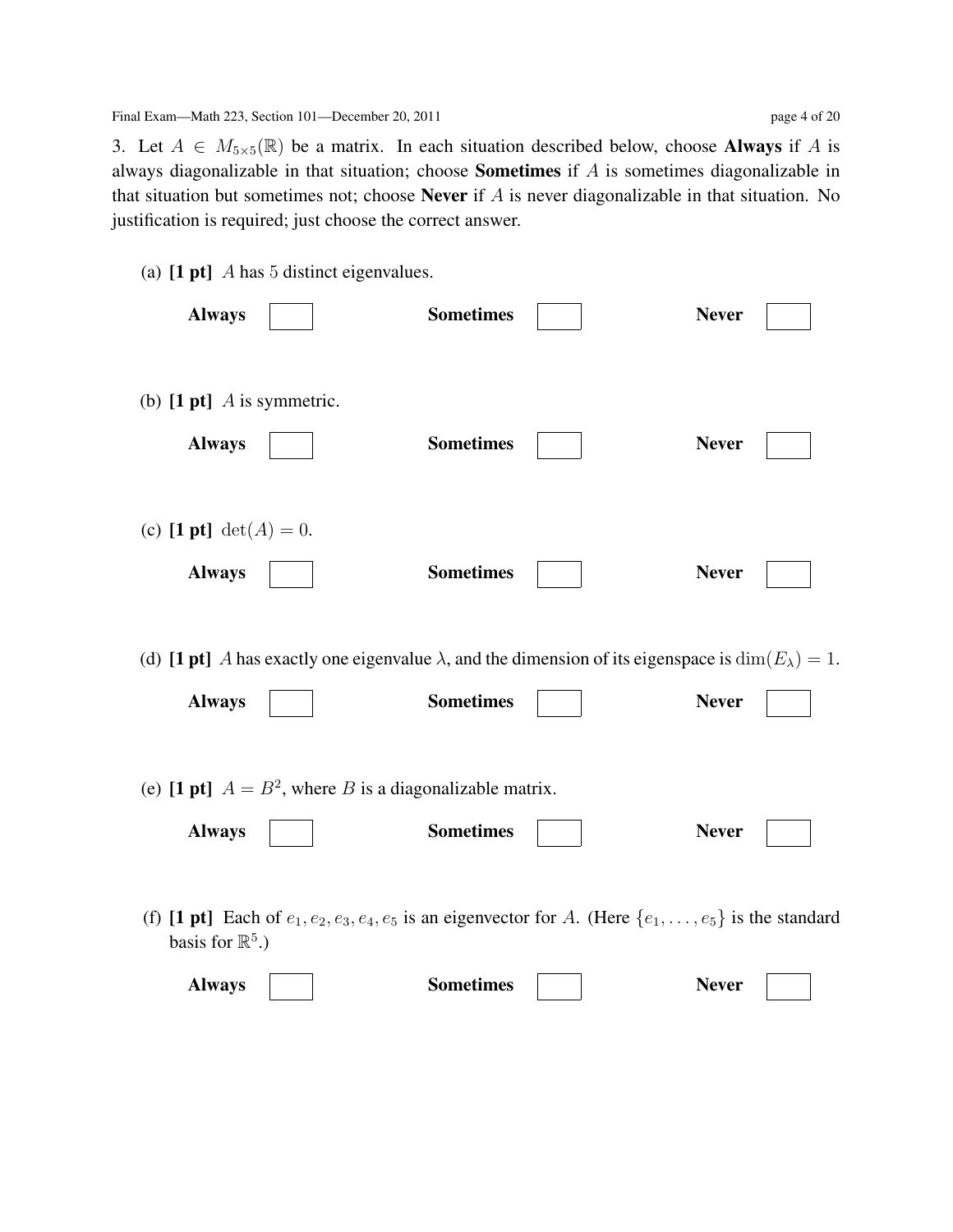3. Let $A \in M_{5\times 5}(\mathbb{R})$ be a matrix. In each situation described below, choose **Always** if $A$ is always diagonalizable in that situation; choose **Sometimes** if $A$ is sometimes diagonalizable in that situation but sometimes not; choose **Never** if $A$ is never diagonalizable in that situation. No justification is required; just choose the correct answer.

(a) **[1 pt]** $A$ has 5 distinct eigenvalues.

**Always** ☐ **Sometimes** ☐ **Never** ☐

(b) **[1 pt]** $A$ is symmetric.

**Always** ☐ **Sometimes** ☐ **Never** ☐

(c) **[1 pt]** $\det(A) = 0$.

**Always** ☐ **Sometimes** ☐ **Never** ☐

(d) **[1 pt]** $A$ has exactly one eigenvalue $\lambda$, and the dimension of its eigenspace is $\dim(E_\lambda) = 1$.

**Always** ☐ **Sometimes** ☐ **Never** ☐

(e) **[1 pt]** $A = B^2$, where $B$ is a diagonalizable matrix.

**Always** ☐ **Sometimes** ☐ **Never** ☐

(f) **[1 pt]** Each of $e_1, e_2, e_3, e_4, e_5$ is an eigenvector for $A$. (Here $\{e_1, \ldots, e_5\}$ is the standard basis for $\mathbb{R}^5$.)

**Always** ☐ **Sometimes** ☐ **Never** ☐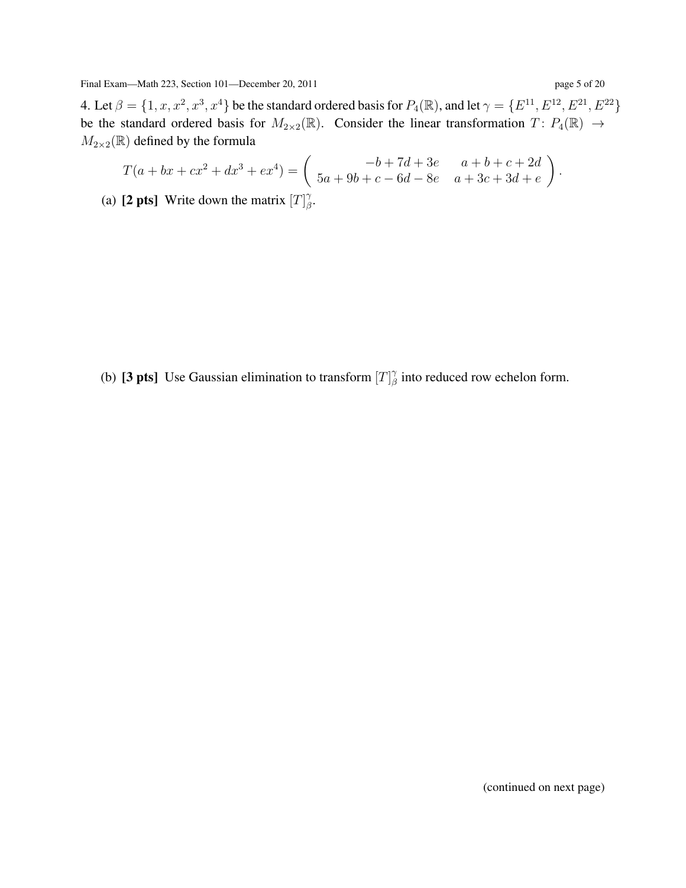4. Let $\beta = \{1, x, x^2, x^3, x^4\}$ be the standard ordered basis for $P_4(\mathbb{R})$, and let $\gamma = \{E^{11}, E^{12}, E^{21}, E^{22}\}$ be the standard ordered basis for $M_{2\times 2}(\mathbb{R})$. Consider the linear transformation $T \colon P_4(\mathbb{R}) \to M_{2\times 2}(\mathbb{R})$ defined by the formula

$$T(a + bx + cx^2 + dx^3 + ex^4) = \begin{pmatrix} -b + 7d + 3e & a + b + c + 2d \\ 5a + 9b + c - 6d - 8e & a + 3c + 3d + e \end{pmatrix}.$$

(a) **[2 pts]** Write down the matrix $[T]_\beta^\gamma$.

(b) **[3 pts]** Use Gaussian elimination to transform $[T]_\beta^\gamma$ into reduced row echelon form.

(continued on next page)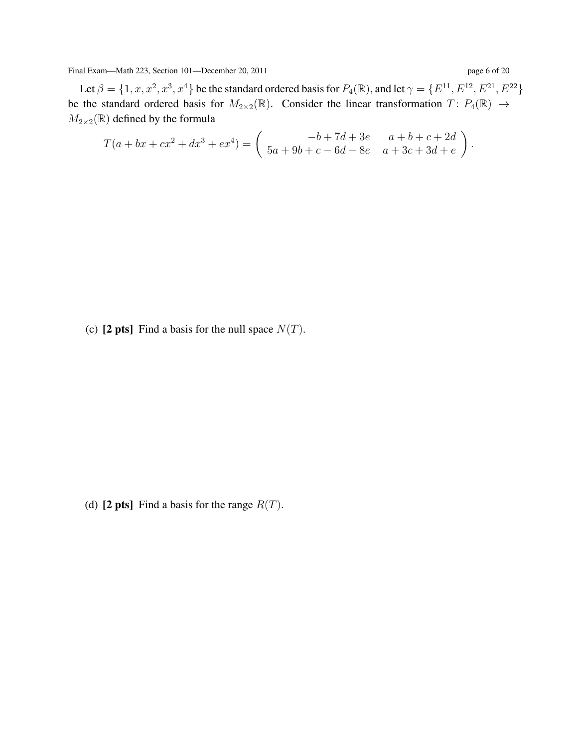Let $\beta = \{1, x, x^2, x^3, x^4\}$ be the standard ordered basis for $P_4(\mathbb{R})$, and let $\gamma = \{E^{11}, E^{12}, E^{21}, E^{22}\}$ be the standard ordered basis for $M_{2\times 2}(\mathbb{R})$. Consider the linear transformation $T\colon P_4(\mathbb{R}) \to M_{2\times 2}(\mathbb{R})$ defined by the formula

$$T(a + bx + cx^2 + dx^3 + ex^4) = \begin{pmatrix} -b + 7d + 3e & a + b + c + 2d \\ 5a + 9b + c - 6d - 8e & a + 3c + 3d + e \end{pmatrix}.$$

(c) **[2 pts]** Find a basis for the null space $N(T)$.

(d) **[2 pts]** Find a basis for the range $R(T)$.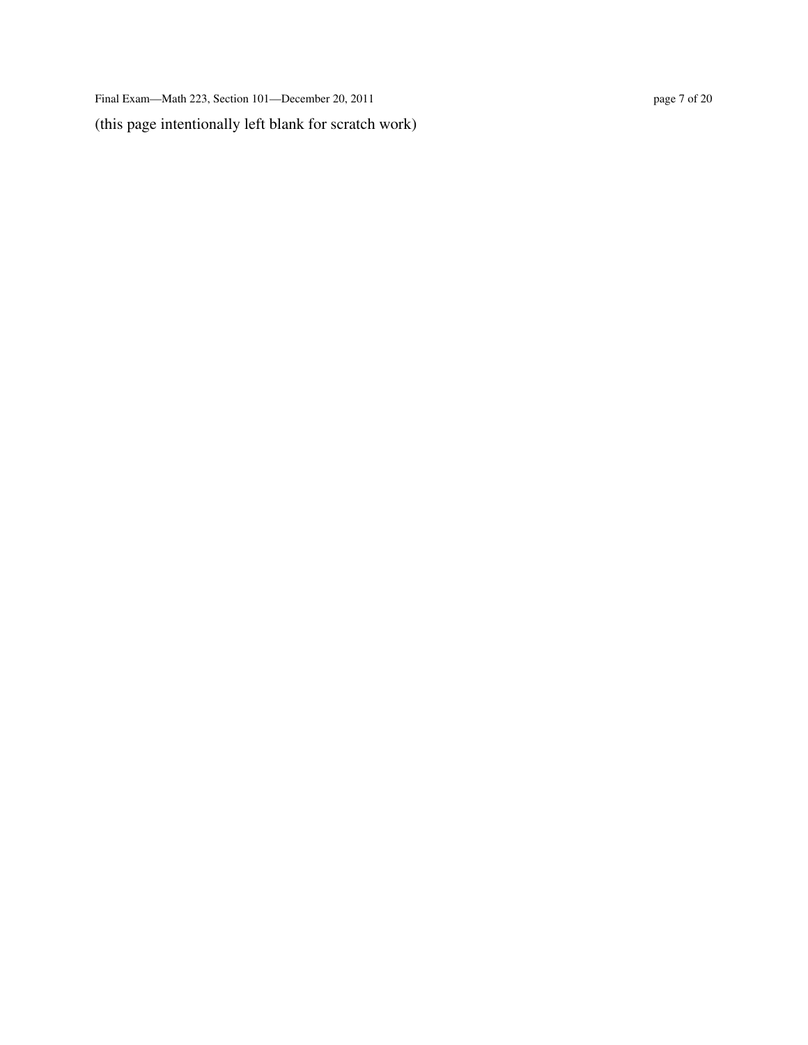(this page intentionally left blank for scratch work)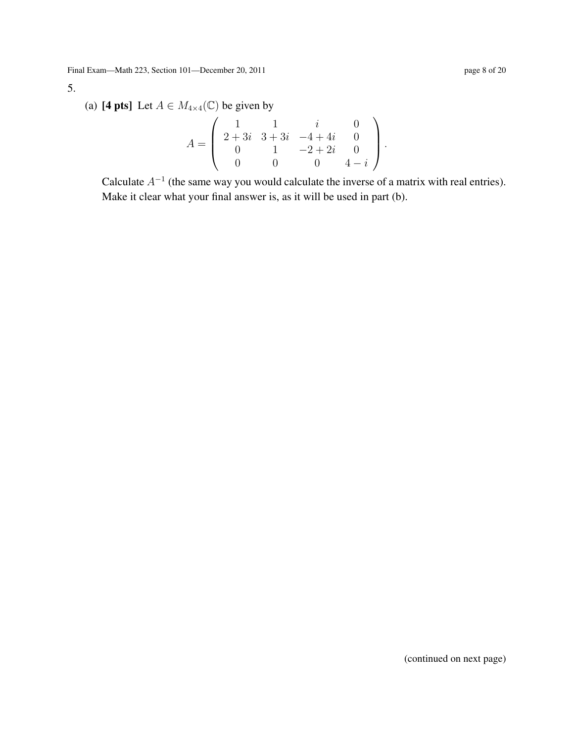5.

(a) **[4 pts]** Let $A \in M_{4\times 4}(\mathbb{C})$ be given by

$$A = \begin{pmatrix} 1 & 1 & i & 0 \\ 2+3i & 3+3i & -4+4i & 0 \\ 0 & 1 & -2+2i & 0 \\ 0 & 0 & 0 & 4-i \end{pmatrix}.$$

Calculate $A^{-1}$ (the same way you would calculate the inverse of a matrix with real entries). Make it clear what your final answer is, as it will be used in part (b).

(continued on next page)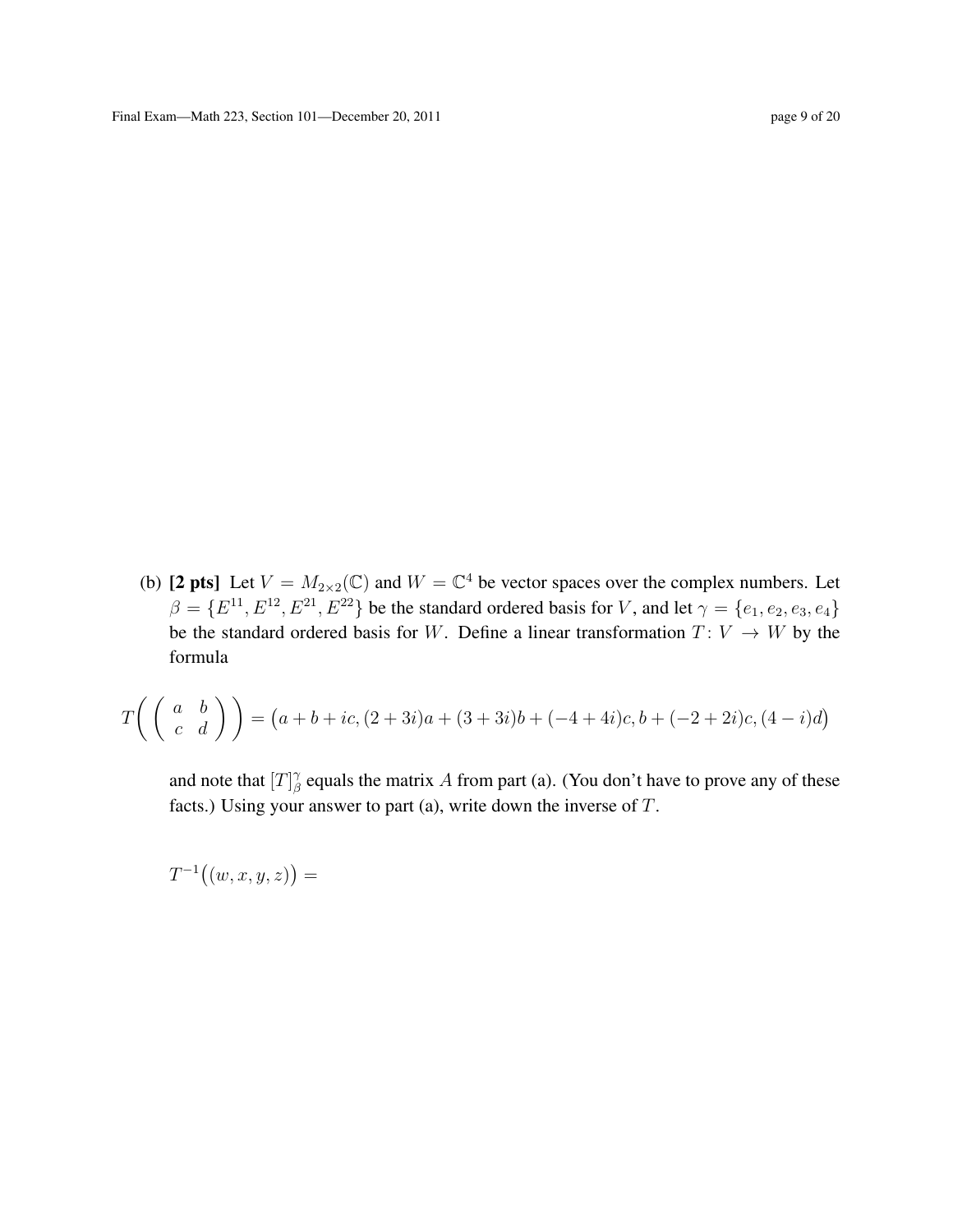(b) **[2 pts]** Let $V = M_{2\times 2}(\mathbb{C})$ and $W = \mathbb{C}^4$ be vector spaces over the complex numbers. Let $\beta = \{E^{11}, E^{12}, E^{21}, E^{22}\}$ be the standard ordered basis for $V$, and let $\gamma = \{e_1, e_2, e_3, e_4\}$ be the standard ordered basis for $W$. Define a linear transformation $T\colon V \to W$ by the formula

$$T\left( \begin{pmatrix} a & b \\ c & d \end{pmatrix} \right) = \big(a + b + ic, (2+3i)a + (3+3i)b + (-4+4i)c, b + (-2+2i)c, (4-i)d\big)$$

and note that $[T]_\beta^\gamma$ equals the matrix $A$ from part (a). (You don't have to prove any of these facts.) Using your answer to part (a), write down the inverse of $T$.

$T^{-1}\big((w, x, y, z)\big) =$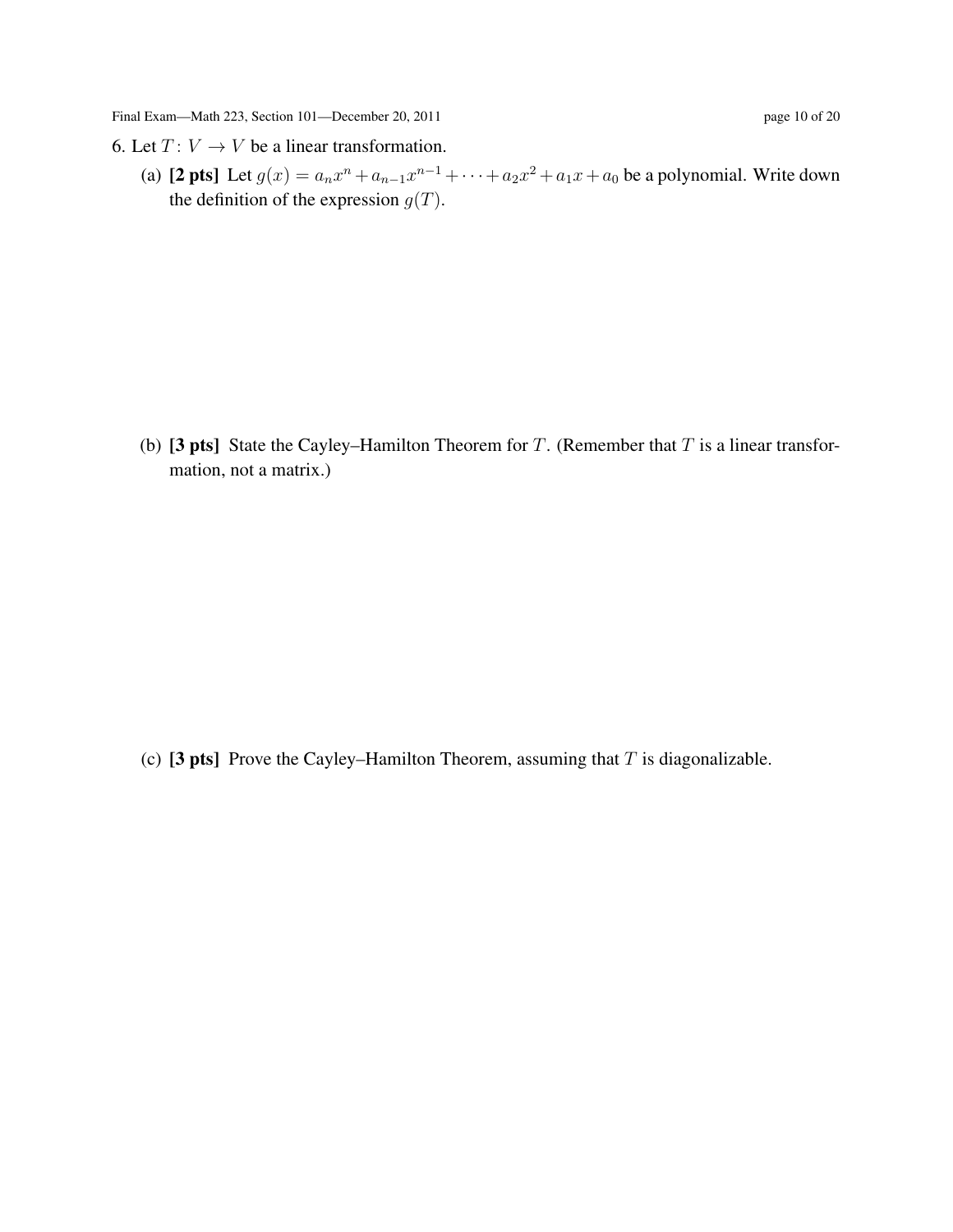6. Let $T \colon V \to V$ be a linear transformation.

(a) **[2 pts]** Let $g(x) = a_n x^n + a_{n-1} x^{n-1} + \cdots + a_2 x^2 + a_1 x + a_0$ be a polynomial. Write down the definition of the expression $g(T)$.

(b) **[3 pts]** State the Cayley–Hamilton Theorem for $T$. (Remember that $T$ is a linear transformation, not a matrix.)

(c) **[3 pts]** Prove the Cayley–Hamilton Theorem, assuming that $T$ is diagonalizable.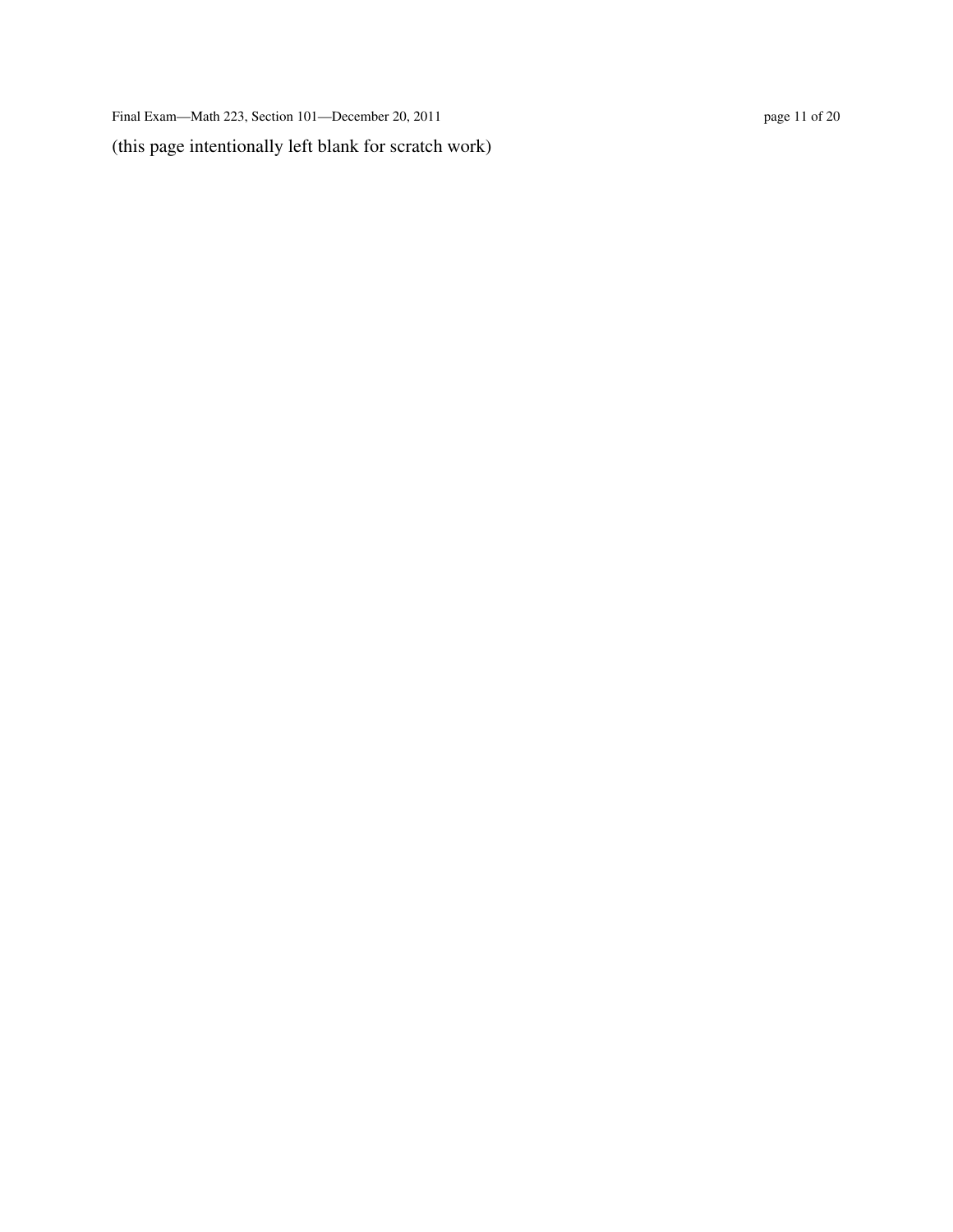(this page intentionally left blank for scratch work)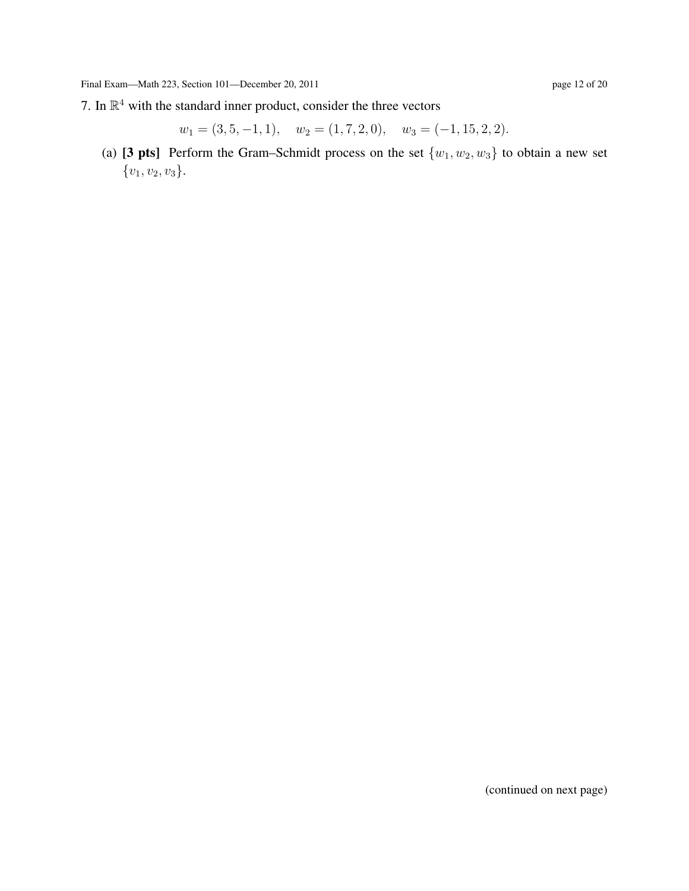7. In $\mathbb{R}^4$ with the standard inner product, consider the three vectors

$$w_1 = (3, 5, -1, 1), \quad w_2 = (1, 7, 2, 0), \quad w_3 = (-1, 15, 2, 2).$$

(a) **[3 pts]** Perform the Gram–Schmidt process on the set $\{w_1, w_2, w_3\}$ to obtain a new set $\{v_1, v_2, v_3\}$.

(continued on next page)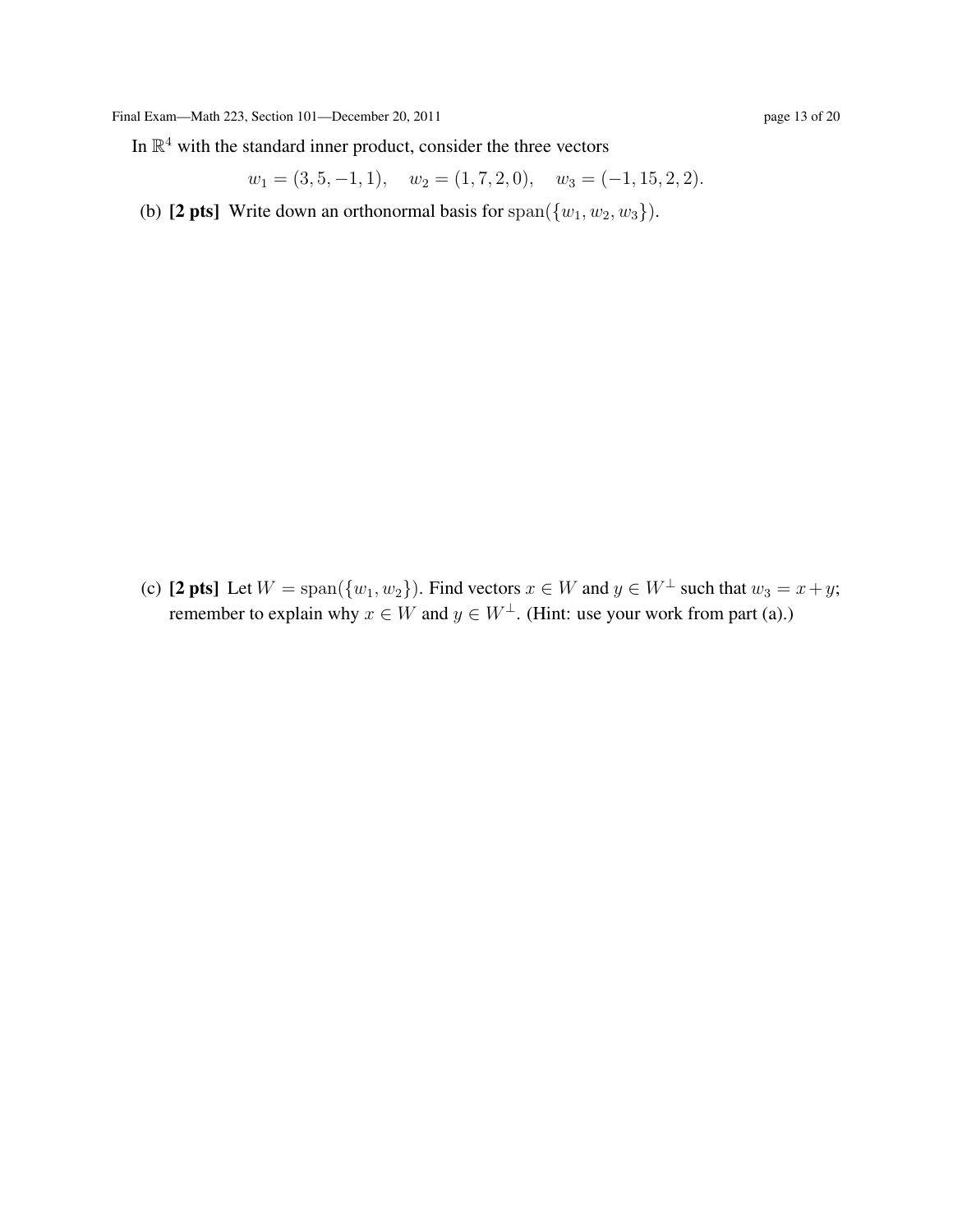In $\mathbb{R}^4$ with the standard inner product, consider the three vectors

$$w_1 = (3, 5, -1, 1), \quad w_2 = (1, 7, 2, 0), \quad w_3 = (-1, 15, 2, 2).$$

(b) **[2 pts]** Write down an orthonormal basis for $\text{span}(\{w_1, w_2, w_3\})$.

(c) **[2 pts]** Let $W = \text{span}(\{w_1, w_2\})$. Find vectors $x \in W$ and $y \in W^\perp$ such that $w_3 = x + y$; remember to explain why $x \in W$ and $y \in W^\perp$. (Hint: use your work from part (a).)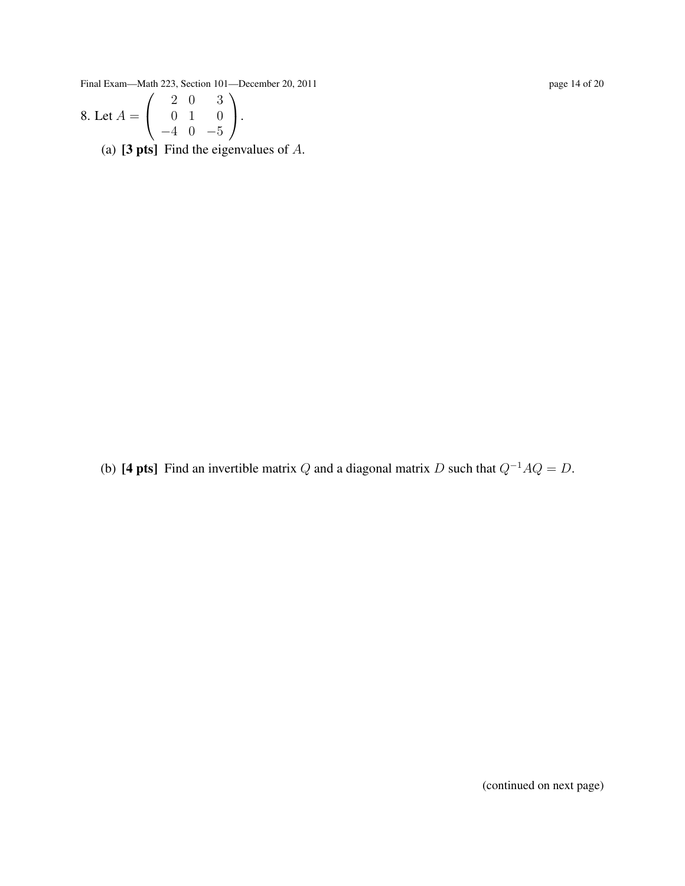8. Let $A = \begin{pmatrix} 2 & 0 & 3 \\ 0 & 1 & 0 \\ -4 & 0 & -5 \end{pmatrix}$.

(a) **[3 pts]** Find the eigenvalues of $A$.

(b) **[4 pts]** Find an invertible matrix $Q$ and a diagonal matrix $D$ such that $Q^{-1}AQ = D$.

(continued on next page)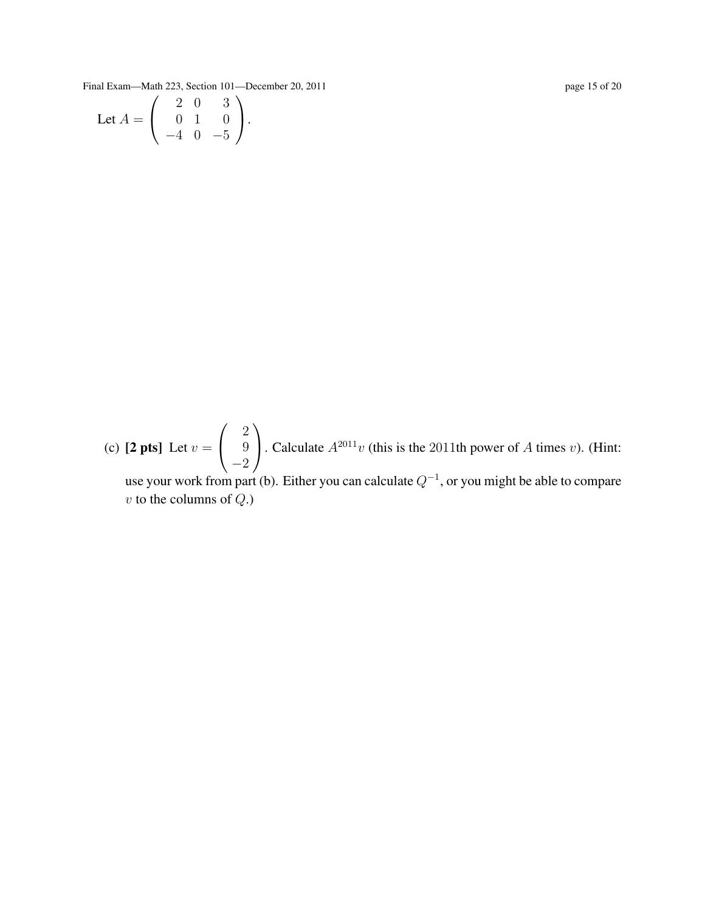Let $A = \begin{pmatrix} 2 & 0 & 3 \\ 0 & 1 & 0 \\ -4 & 0 & -5 \end{pmatrix}$.

(c) **[2 pts]** Let $v = \begin{pmatrix} 2 \\ 9 \\ -2 \end{pmatrix}$. Calculate $A^{2011}v$ (this is the $2011$th power of $A$ times $v$). (Hint: use your work from part (b). Either you can calculate $Q^{-1}$, or you might be able to compare $v$ to the columns of $Q$.)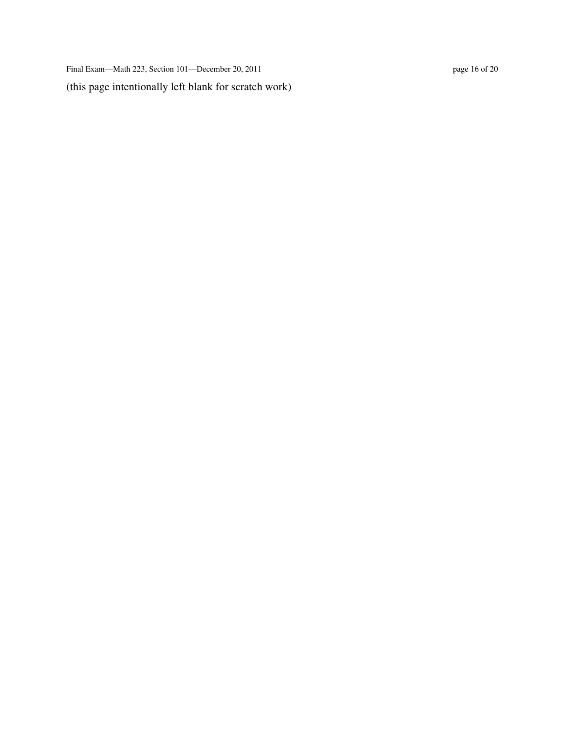(this page intentionally left blank for scratch work)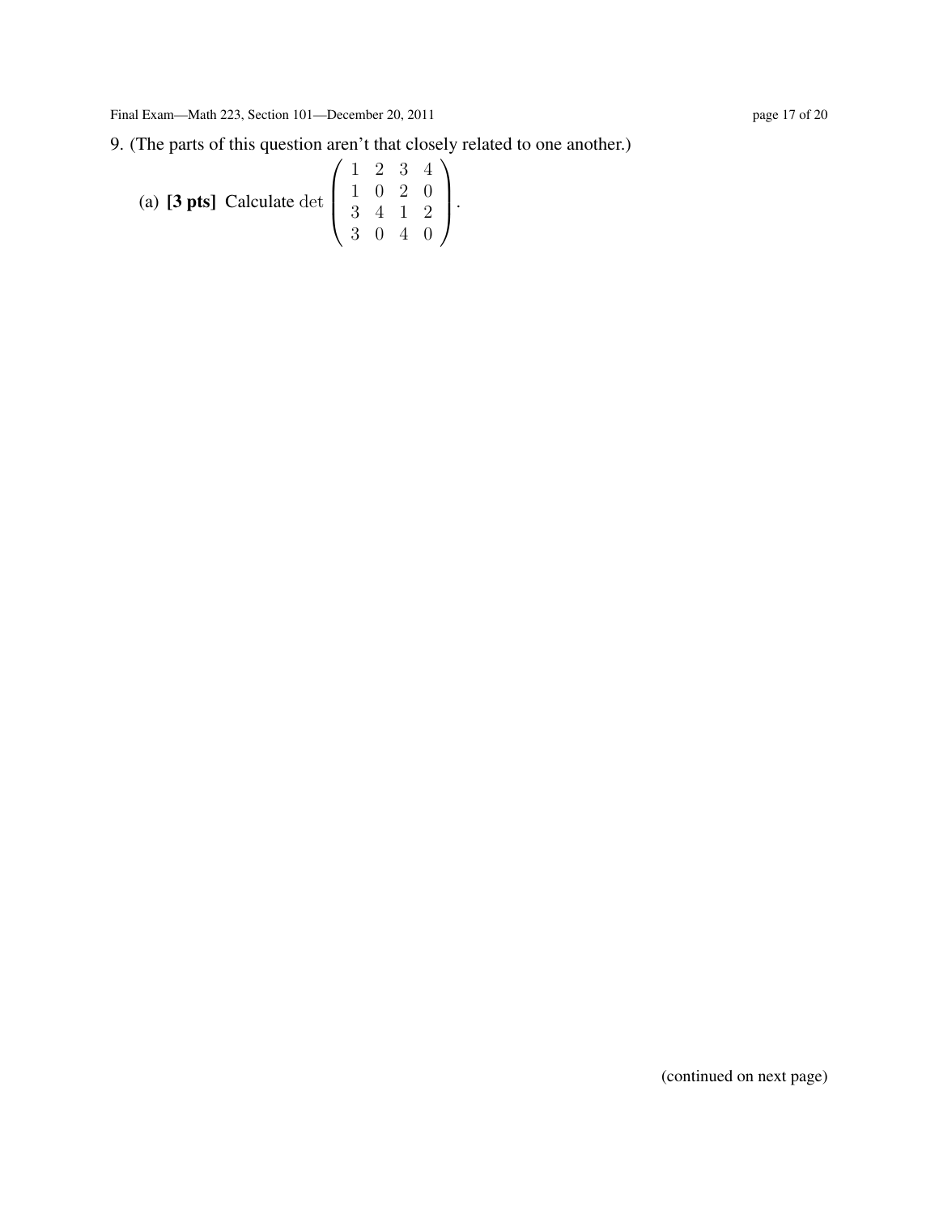9. (The parts of this question aren't that closely related to one another.)

(a) **[3 pts]** Calculate $\det \begin{pmatrix} 1 & 2 & 3 & 4 \\ 1 & 0 & 2 & 0 \\ 3 & 4 & 1 & 2 \\ 3 & 0 & 4 & 0 \end{pmatrix}$.

(continued on next page)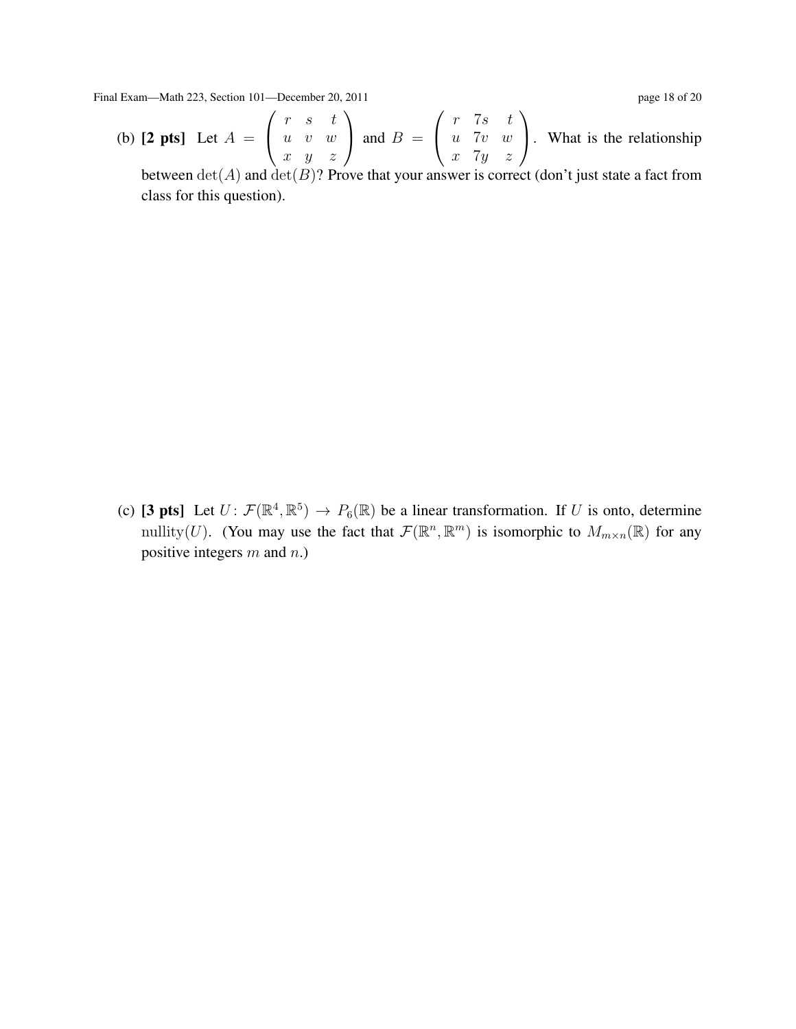(b) **[2 pts]** Let $A = \begin{pmatrix} r & s & t \\ u & v & w \\ x & y & z \end{pmatrix}$ and $B = \begin{pmatrix} r & 7s & t \\ u & 7v & w \\ x & 7y & z \end{pmatrix}$. What is the relationship between $\det(A)$ and $\det(B)$? Prove that your answer is correct (don't just state a fact from class for this question).

(c) **[3 pts]** Let $U \colon \mathcal{F}(\mathbb{R}^4, \mathbb{R}^5) \to P_6(\mathbb{R})$ be a linear transformation. If $U$ is onto, determine $\text{nullity}(U)$. (You may use the fact that $\mathcal{F}(\mathbb{R}^n, \mathbb{R}^m)$ is isomorphic to $M_{m\times n}(\mathbb{R})$ for any positive integers $m$ and $n$.)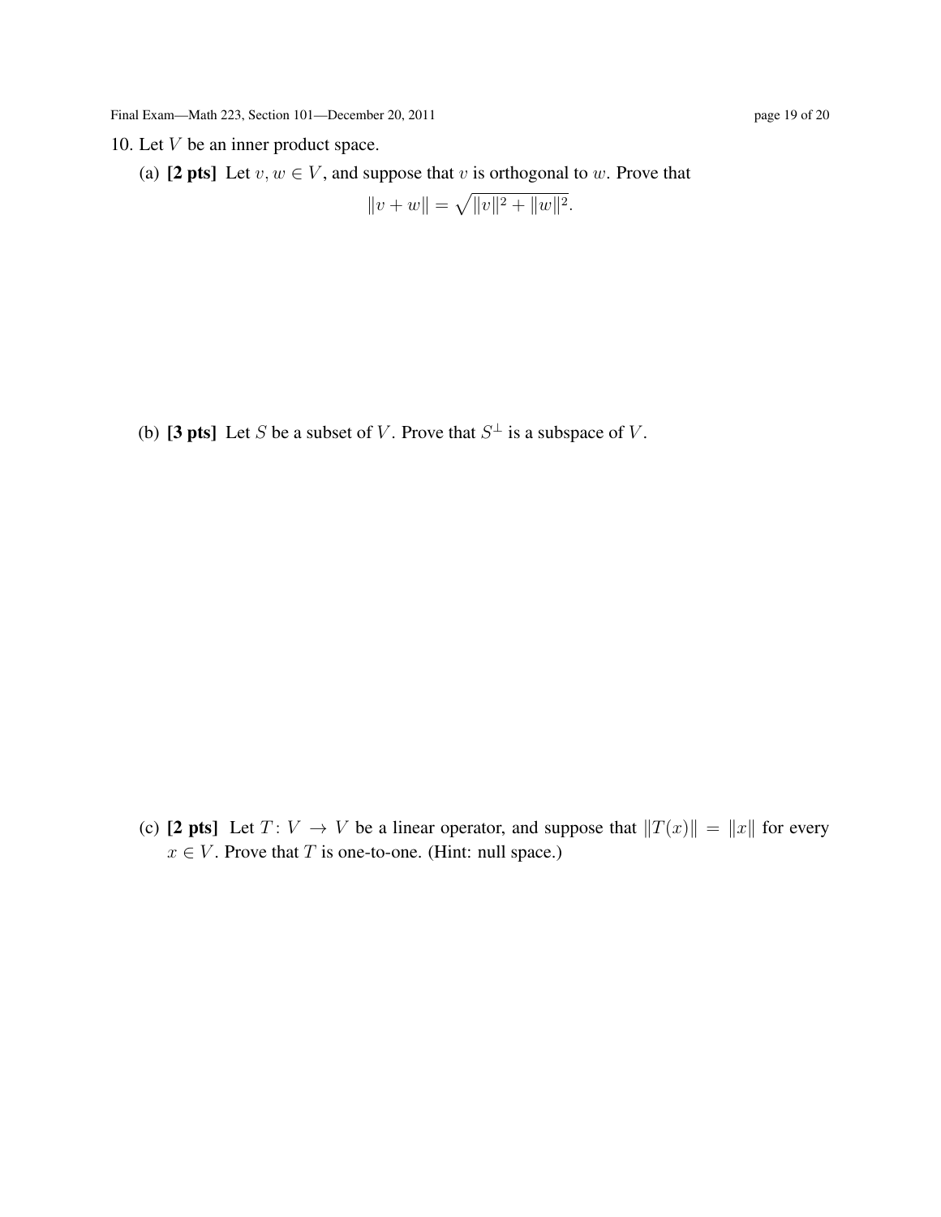10. Let $V$ be an inner product space.

(a) **[2 pts]** Let $v, w \in V$, and suppose that $v$ is orthogonal to $w$. Prove that

$$\|v + w\| = \sqrt{\|v\|^2 + \|w\|^2}.$$

(b) **[3 pts]** Let $S$ be a subset of $V$. Prove that $S^\perp$ is a subspace of $V$.

(c) **[2 pts]** Let $T: V \to V$ be a linear operator, and suppose that $\|T(x)\| = \|x\|$ for every $x \in V$. Prove that $T$ is one-to-one. (Hint: null space.)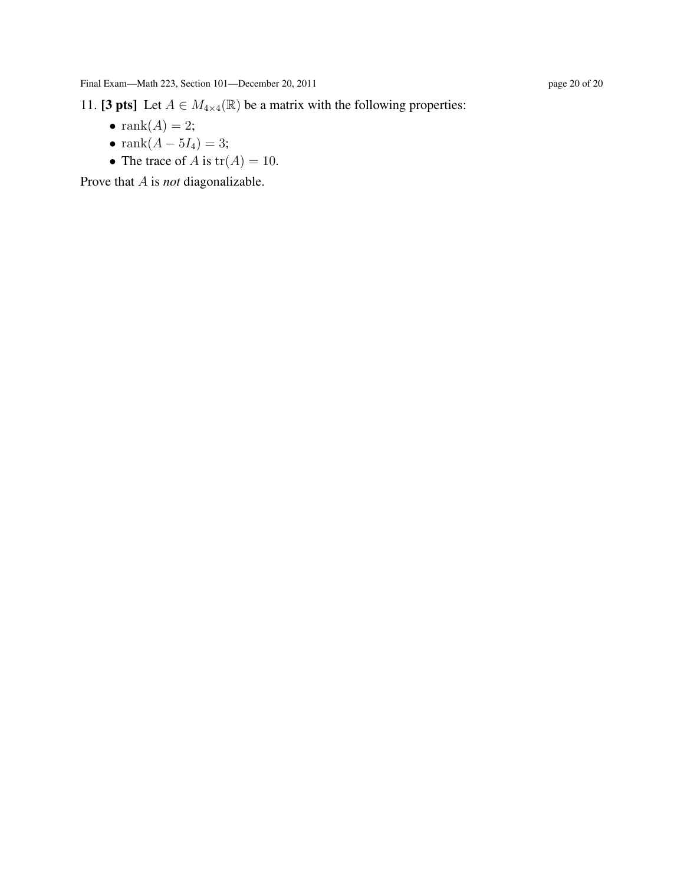11. **[3 pts]** Let $A \in M_{4\times 4}(\mathbb{R})$ be a matrix with the following properties:

- $\operatorname{rank}(A) = 2$;
- $\operatorname{rank}(A - 5I_4) = 3$;
- The trace of $A$ is $\operatorname{tr}(A) = 10$.

Prove that $A$ is *not* diagonalizable.